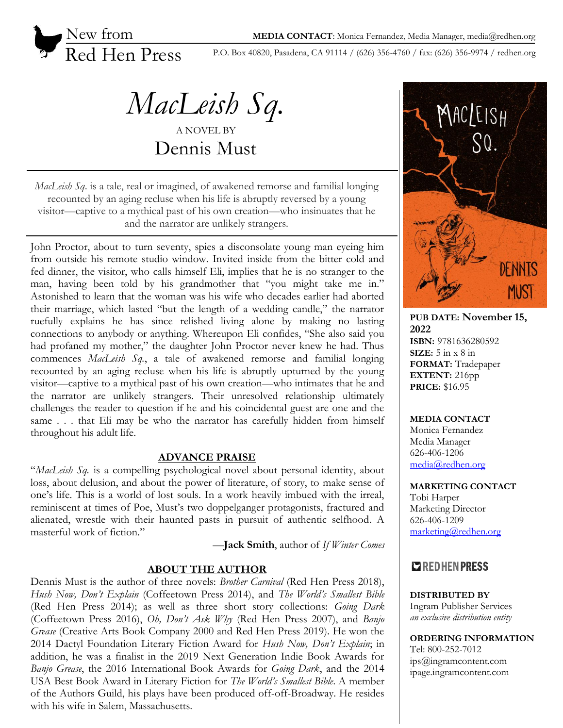New from Red Hen Press

**MEDIA CONTACT**: Monica Fernandez, Media Manager, media@redhen.org

P.O. Box 40820, Pasadena, CA 91114 / (626) 356-4760 / fax: (626) 356-9974 / redhen.org

# *MacLeish Sq.*

A NOVEL BY

## Dennis Must

*MacLeish Sq.* is a tale, real or imagined, of awakened remorse and familial longing recounted by an aging recluse when his life is abruptly reversed by a young visitor—captive to a mythical past of his own creation—who insinuates that he and the narrator are unlikely strangers.

John Proctor, about to turn seventy, spies a disconsolate young man eyeing him from outside his remote studio window. Invited inside from the bitter cold and fed dinner, the visitor, who calls himself Eli, implies that he is no stranger to the man, having been told by his grandmother that "you might take me in." Astonished to learn that the woman was his wife who decades earlier had aborted their marriage, which lasted "but the length of a wedding candle," the narrator ruefully explains he has since relished living alone by making no lasting connections to anybody or anything. Whereupon Eli confides, "She also said you had profaned my mother," the daughter John Proctor never knew he had. Thus commences *MacLeish Sq.*, a tale of awakened remorse and familial longing recounted by an aging recluse when his life is abruptly upturned by the young visitor—captive to a mythical past of his own creation—who intimates that he and the narrator are unlikely strangers. Their unresolved relationship ultimately challenges the reader to question if he and his coincidental guest are one and the same . . . that Eli may be who the narrator has carefully hidden from himself throughout his adult life.

### ADVANCE PRAISE

"*MacLeish Sq.* is a compelling psychological novel about personal identity, about loss, about delusion, and about the power of literature, of story, to make sense of one's life. This is a world of lost souls. In a work heavily imbued with the irreal, reminiscent at times of Poe, Must's two doppelganger protagonists, fractured and alienated, wrestle with their haunted pasts in pursuit of authentic selfhood. A masterful work of fiction."

—**Jack Smith**, author of *If Winter Comes*

### ABOUT THE AUTHOR

Dennis Must is the author of three novels: *Brother Carnival* (Red Hen Press 2018), *Hush Now, Don't Explain* (Coffeetown Press 2014), and *The World's Smallest Bible* (Red Hen Press 2014); as well as three short story collections: *Going Dark* (Coffeetown Press 2016), *Oh, Don't Ask Why* (Red Hen Press 2007), and *Banjo Grease* (Creative Arts Book Company 2000 and Red Hen Press 2019). He won the 2014 Dactyl Foundation Literary Fiction Award for *Hush Now, Don't Explain*; in addition, he was a finalist in the 2019 Next Generation Indie Book Awards for *Banjo Grease*, the 2016 International Book Awards for *Going Dark*, and the 2014 USA Best Book Award in Literary Fiction for *The World's Smallest Bible*. A member of the Authors Guild, his plays have been produced off-off-Broadway. He resides with his wife in Salem, Massachusetts.

---

**PUB DATE:** November 15, 2022
**ISBN:** 9781636280592
**SIZE:** 5 in x 8 in
**FORMAT:** Tradepaper
**EXTENT:** 216pp
**PRICE:** $16.95

**MEDIA CONTACT**
Monica Fernandez
Media Manager
626-406-1206
media@redhen.org

**MARKETING CONTACT**
Tobi Harper
Marketing Director
626-406-1209
marketing@redhen.org

**REDHEN PRESS**

**DISTRIBUTED BY**
Ingram Publisher Services
*an exclusive distribution entity*

**ORDERING INFORMATION**
Tel: 800-252-7012
ips@ingramcontent.com
ipage.ingramcontent.com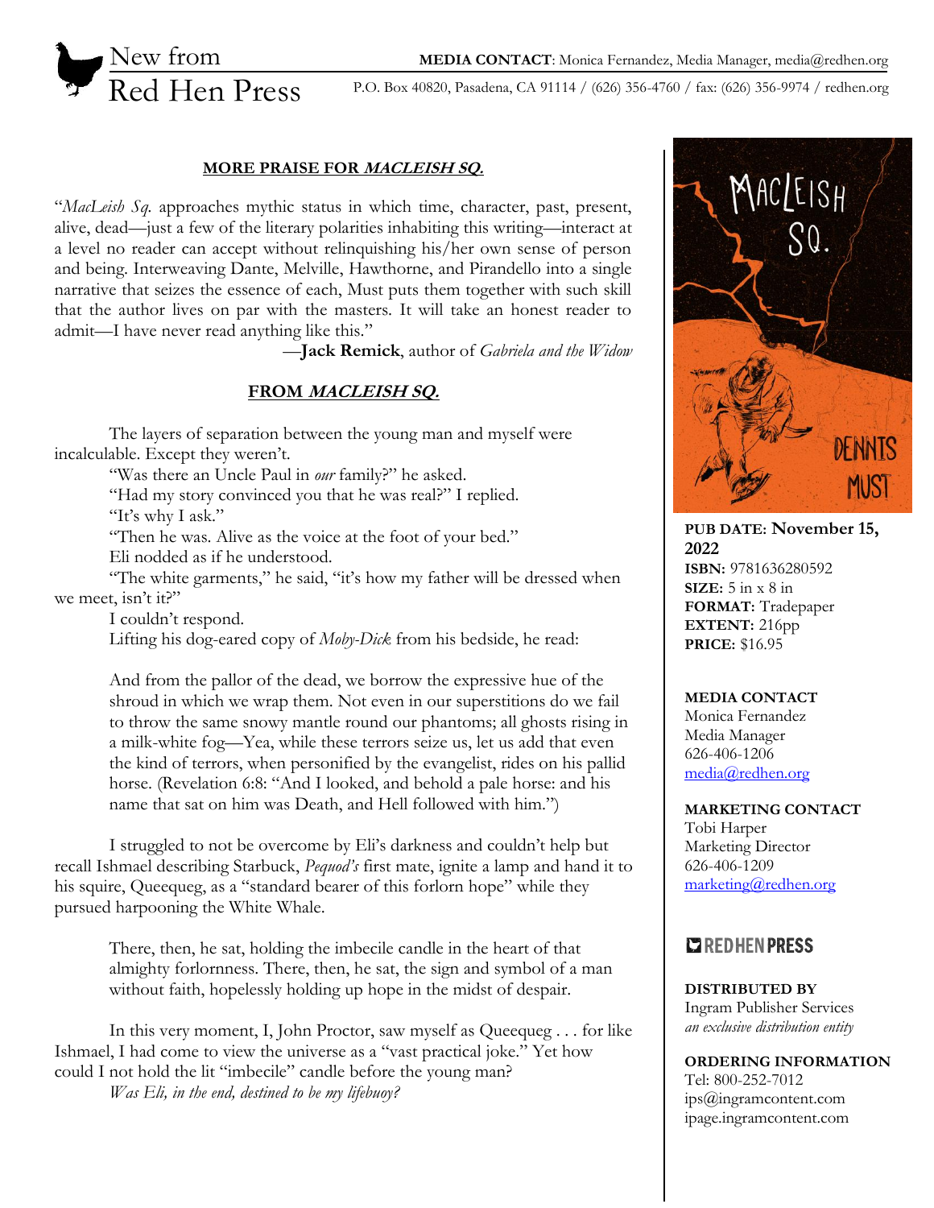New from
Red Hen Press

**MEDIA CONTACT**: Monica Fernandez, Media Manager, media@redhen.org

P.O. Box 40820, Pasadena, CA 91114 / (626) 356-4760 / fax: (626) 356-9974 / redhen.org

## MORE PRAISE FOR *MACLEISH SQ.*

"*MacLeish Sq.* approaches mythic status in which time, character, past, present, alive, dead—just a few of the literary polarities inhabiting this writing—interact at a level no reader can accept without relinquishing his/her own sense of person and being. Interweaving Dante, Melville, Hawthorne, and Pirandello into a single narrative that seizes the essence of each, Must puts them together with such skill that the author lives on par with the masters. It will take an honest reader to admit—I have never read anything like this."

—**Jack Remick**, author of *Gabriela and the Widow*

## FROM *MACLEISH SQ.*

The layers of separation between the young man and myself were incalculable. Except they weren't.

"Was there an Uncle Paul in *our* family?" he asked.

"Had my story convinced you that he was real?" I replied.

"It's why I ask."

"Then he was. Alive as the voice at the foot of your bed."

Eli nodded as if he understood.

"The white garments," he said, "it's how my father will be dressed when we meet, isn't it?"

I couldn't respond.

Lifting his dog-eared copy of *Moby-Dick* from his bedside, he read:

> And from the pallor of the dead, we borrow the expressive hue of the shroud in which we wrap them. Not even in our superstitions do we fail to throw the same snowy mantle round our phantoms; all ghosts rising in a milk-white fog—Yea, while these terrors seize us, let us add that even the kind of terrors, when personified by the evangelist, rides on his pallid horse. (Revelation 6:8: "And I looked, and behold a pale horse: and his name that sat on him was Death, and Hell followed with him.")

I struggled to not be overcome by Eli's darkness and couldn't help but recall Ishmael describing Starbuck, *Pequod's* first mate, ignite a lamp and hand it to his squire, Queequeg, as a "standard bearer of this forlorn hope" while they pursued harpooning the White Whale.

> There, then, he sat, holding the imbecile candle in the heart of that almighty forlornness. There, then, he sat, the sign and symbol of a man without faith, hopelessly holding up hope in the midst of despair.

In this very moment, I, John Proctor, saw myself as Queequeg . . . for like Ishmael, I had come to view the universe as a "vast practical joke." Yet how could I not hold the lit "imbecile" candle before the young man?

*Was Eli, in the end, destined to be my lifebuoy?*

---

MACLEISH SQ.
DENNIS MUST

**PUB DATE:** November 15, 2022
**ISBN:** 9781636280592
**SIZE:** 5 in x 8 in
**FORMAT:** Tradepaper
**EXTENT:** 216pp
**PRICE:** $16.95

**MEDIA CONTACT**
Monica Fernandez
Media Manager
626-406-1206
media@redhen.org

**MARKETING CONTACT**
Tobi Harper
Marketing Director
626-406-1209
marketing@redhen.org

**REDHENPRESS**

**DISTRIBUTED BY**
Ingram Publisher Services
*an exclusive distribution entity*

**ORDERING INFORMATION**
Tel: 800-252-7012
ips@ingramcontent.com
ipage.ingramcontent.com